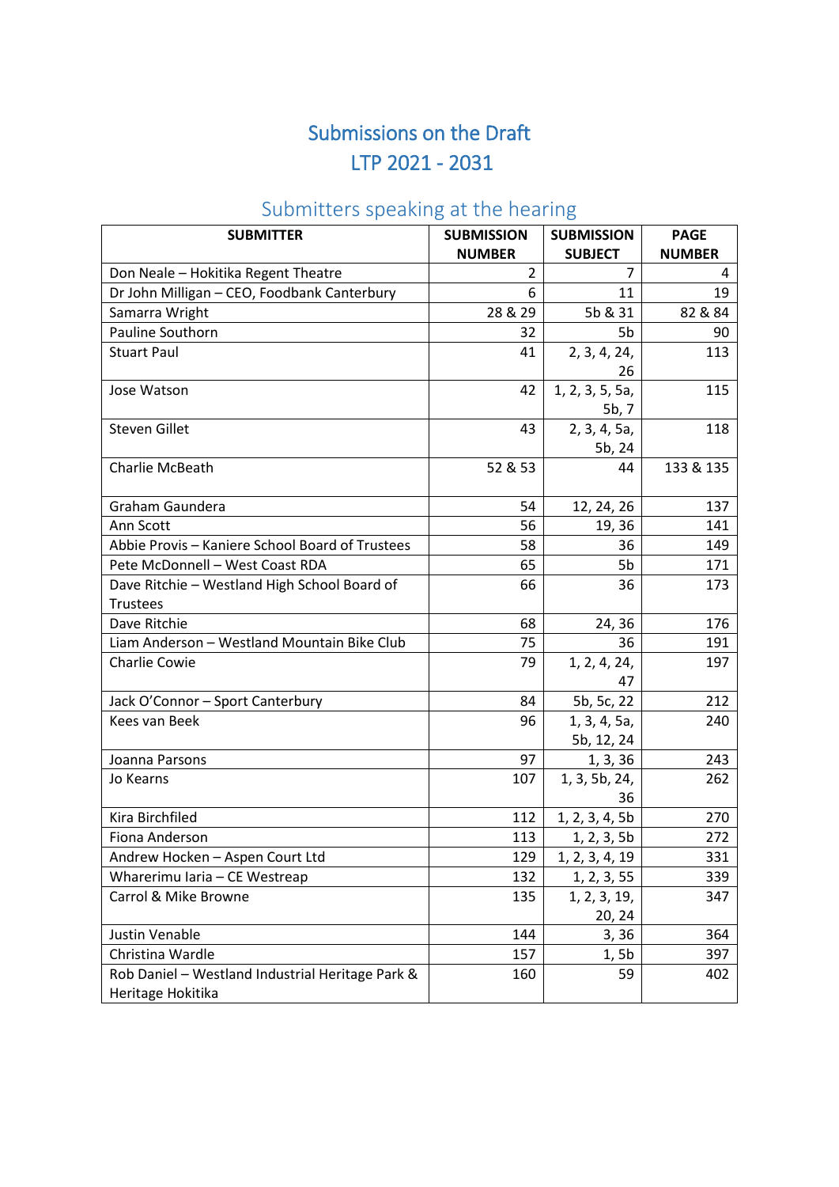# Submissions on the Draft LTP 2021 - 2031

## Submitters speaking at the hearing

| SUBMITTER | SUBMISSION NUMBER | SUBMISSION SUBJECT | PAGE NUMBER |
|---|---|---|---|
| Don Neale – Hokitika Regent Theatre | 2 | 7 | 4 |
| Dr John Milligan – CEO, Foodbank Canterbury | 6 | 11 | 19 |
| Samarra Wright | 28 & 29 | 5b & 31 | 82 & 84 |
| Pauline Southorn | 32 | 5b | 90 |
| Stuart Paul | 41 | 2, 3, 4, 24, 26 | 113 |
| Jose Watson | 42 | 1, 2, 3, 5, 5a, 5b, 7 | 115 |
| Steven Gillet | 43 | 2, 3, 4, 5a, 5b, 24 | 118 |
| Charlie McBeath | 52 & 53 | 44 | 133 & 135 |
| Graham Gaundera | 54 | 12, 24, 26 | 137 |
| Ann Scott | 56 | 19, 36 | 141 |
| Abbie Provis – Kaniere School Board of Trustees | 58 | 36 | 149 |
| Pete McDonnell – West Coast RDA | 65 | 5b | 171 |
| Dave Ritchie – Westland High School Board of Trustees | 66 | 36 | 173 |
| Dave Ritchie | 68 | 24, 36 | 176 |
| Liam Anderson – Westland Mountain Bike Club | 75 | 36 | 191 |
| Charlie Cowie | 79 | 1, 2, 4, 24, 47 | 197 |
| Jack O'Connor – Sport Canterbury | 84 | 5b, 5c, 22 | 212 |
| Kees van Beek | 96 | 1, 3, 4, 5a, 5b, 12, 24 | 240 |
| Joanna Parsons | 97 | 1, 3, 36 | 243 |
| Jo Kearns | 107 | 1, 3, 5b, 24, 36 | 262 |
| Kira Birchfiled | 112 | 1, 2, 3, 4, 5b | 270 |
| Fiona Anderson | 113 | 1, 2, 3, 5b | 272 |
| Andrew Hocken – Aspen Court Ltd | 129 | 1, 2, 3, 4, 19 | 331 |
| Wharerimu Iaria – CE Westreap | 132 | 1, 2, 3, 55 | 339 |
| Carrol & Mike Browne | 135 | 1, 2, 3, 19, 20, 24 | 347 |
| Justin Venable | 144 | 3, 36 | 364 |
| Christina Wardle | 157 | 1, 5b | 397 |
| Rob Daniel – Westland Industrial Heritage Park & Heritage Hokitika | 160 | 59 | 402 |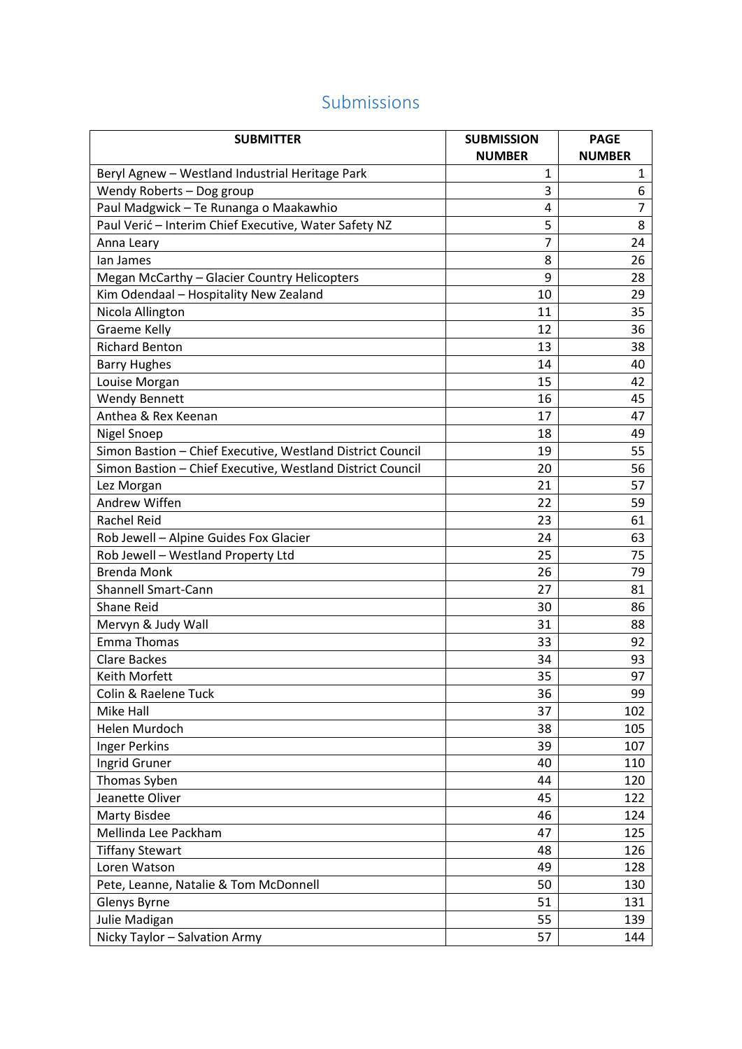## Submissions

| SUBMITTER | SUBMISSION NUMBER | PAGE NUMBER |
|---|---|---|
| Beryl Agnew – Westland Industrial Heritage Park | 1 | 1 |
| Wendy Roberts – Dog group | 3 | 6 |
| Paul Madgwick – Te Runanga o Maakawhio | 4 | 7 |
| Paul Verić – Interim Chief Executive, Water Safety NZ | 5 | 8 |
| Anna Leary | 7 | 24 |
| Ian James | 8 | 26 |
| Megan McCarthy – Glacier Country Helicopters | 9 | 28 |
| Kim Odendaal – Hospitality New Zealand | 10 | 29 |
| Nicola Allington | 11 | 35 |
| Graeme Kelly | 12 | 36 |
| Richard Benton | 13 | 38 |
| Barry Hughes | 14 | 40 |
| Louise Morgan | 15 | 42 |
| Wendy Bennett | 16 | 45 |
| Anthea & Rex Keenan | 17 | 47 |
| Nigel Snoep | 18 | 49 |
| Simon Bastion – Chief Executive, Westland District Council | 19 | 55 |
| Simon Bastion – Chief Executive, Westland District Council | 20 | 56 |
| Lez Morgan | 21 | 57 |
| Andrew Wiffen | 22 | 59 |
| Rachel Reid | 23 | 61 |
| Rob Jewell – Alpine Guides Fox Glacier | 24 | 63 |
| Rob Jewell – Westland Property Ltd | 25 | 75 |
| Brenda Monk | 26 | 79 |
| Shannell Smart-Cann | 27 | 81 |
| Shane Reid | 30 | 86 |
| Mervyn & Judy Wall | 31 | 88 |
| Emma Thomas | 33 | 92 |
| Clare Backes | 34 | 93 |
| Keith Morfett | 35 | 97 |
| Colin & Raelene Tuck | 36 | 99 |
| Mike Hall | 37 | 102 |
| Helen Murdoch | 38 | 105 |
| Inger Perkins | 39 | 107 |
| Ingrid Gruner | 40 | 110 |
| Thomas Syben | 44 | 120 |
| Jeanette Oliver | 45 | 122 |
| Marty Bisdee | 46 | 124 |
| Mellinda Lee Packham | 47 | 125 |
| Tiffany Stewart | 48 | 126 |
| Loren Watson | 49 | 128 |
| Pete, Leanne, Natalie & Tom McDonnell | 50 | 130 |
| Glenys Byrne | 51 | 131 |
| Julie Madigan | 55 | 139 |
| Nicky Taylor – Salvation Army | 57 | 144 |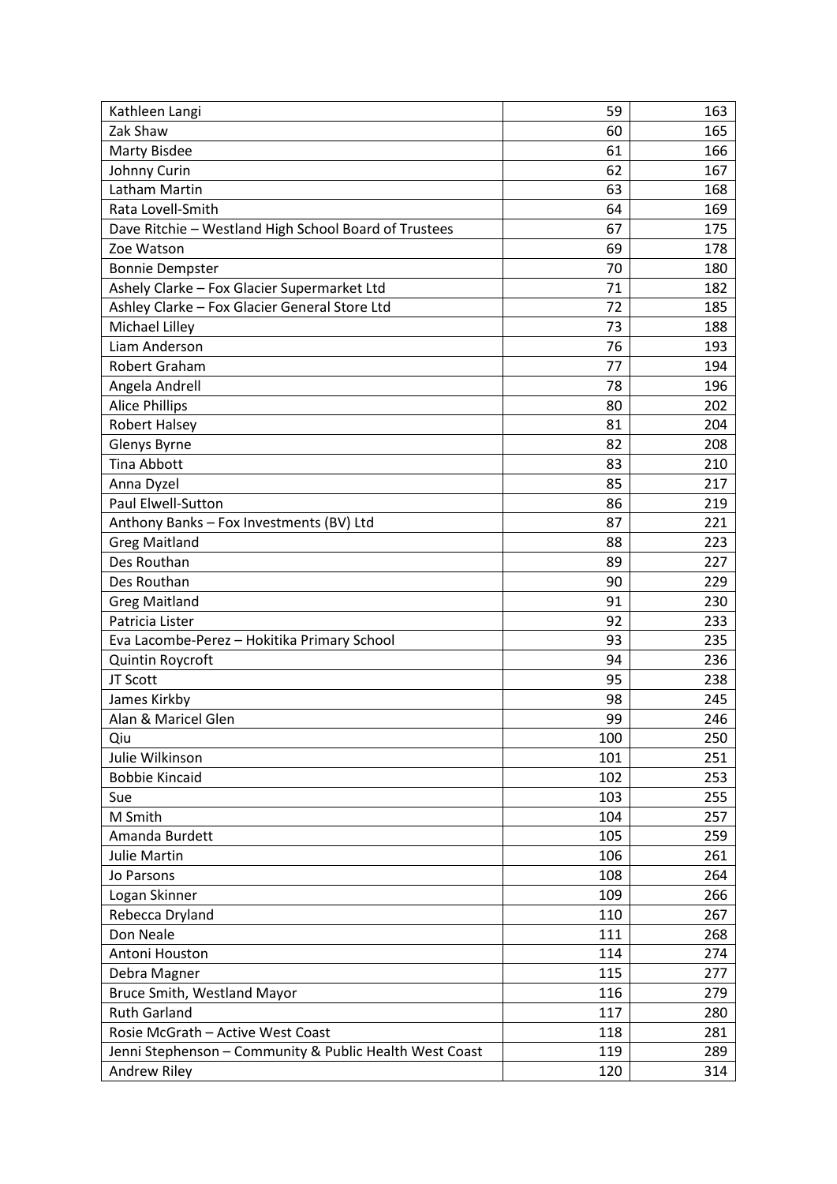| | | |
|---|---|---|
| Kathleen Langi | 59 | 163 |
| Zak Shaw | 60 | 165 |
| Marty Bisdee | 61 | 166 |
| Johnny Curin | 62 | 167 |
| Latham Martin | 63 | 168 |
| Rata Lovell-Smith | 64 | 169 |
| Dave Ritchie – Westland High School Board of Trustees | 67 | 175 |
| Zoe Watson | 69 | 178 |
| Bonnie Dempster | 70 | 180 |
| Ashely Clarke – Fox Glacier Supermarket Ltd | 71 | 182 |
| Ashley Clarke – Fox Glacier General Store Ltd | 72 | 185 |
| Michael Lilley | 73 | 188 |
| Liam Anderson | 76 | 193 |
| Robert Graham | 77 | 194 |
| Angela Andrell | 78 | 196 |
| Alice Phillips | 80 | 202 |
| Robert Halsey | 81 | 204 |
| Glenys Byrne | 82 | 208 |
| Tina Abbott | 83 | 210 |
| Anna Dyzel | 85 | 217 |
| Paul Elwell-Sutton | 86 | 219 |
| Anthony Banks – Fox Investments (BV) Ltd | 87 | 221 |
| Greg Maitland | 88 | 223 |
| Des Routhan | 89 | 227 |
| Des Routhan | 90 | 229 |
| Greg Maitland | 91 | 230 |
| Patricia Lister | 92 | 233 |
| Eva Lacombe-Perez – Hokitika Primary School | 93 | 235 |
| Quintin Roycroft | 94 | 236 |
| JT Scott | 95 | 238 |
| James Kirkby | 98 | 245 |
| Alan & Maricel Glen | 99 | 246 |
| Qiu | 100 | 250 |
| Julie Wilkinson | 101 | 251 |
| Bobbie Kincaid | 102 | 253 |
| Sue | 103 | 255 |
| M Smith | 104 | 257 |
| Amanda Burdett | 105 | 259 |
| Julie Martin | 106 | 261 |
| Jo Parsons | 108 | 264 |
| Logan Skinner | 109 | 266 |
| Rebecca Dryland | 110 | 267 |
| Don Neale | 111 | 268 |
| Antoni Houston | 114 | 274 |
| Debra Magner | 115 | 277 |
| Bruce Smith, Westland Mayor | 116 | 279 |
| Ruth Garland | 117 | 280 |
| Rosie McGrath – Active West Coast | 118 | 281 |
| Jenni Stephenson – Community & Public Health West Coast | 119 | 289 |
| Andrew Riley | 120 | 314 |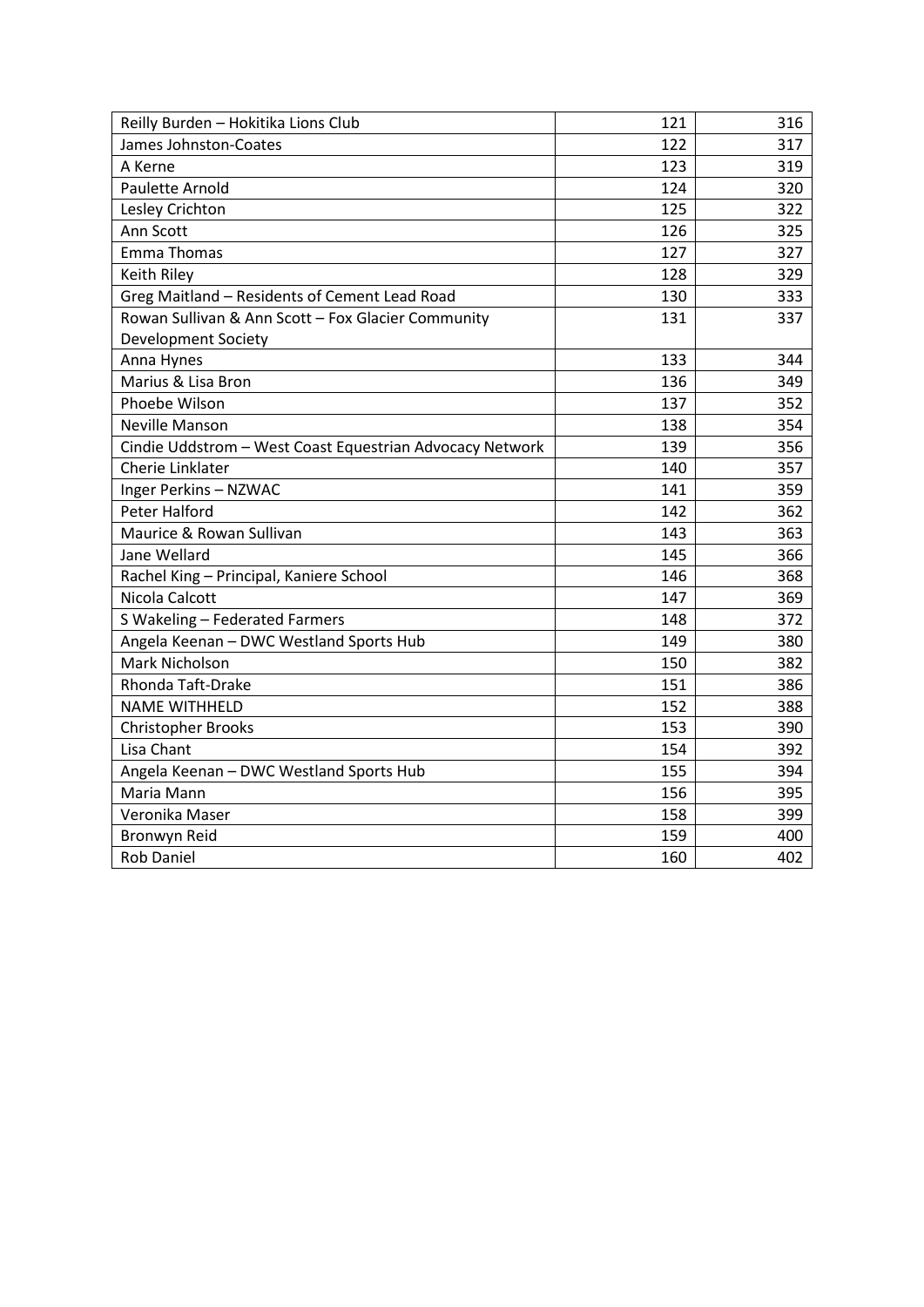| | | |
|---|---|---|
| Reilly Burden – Hokitika Lions Club | 121 | 316 |
| James Johnston-Coates | 122 | 317 |
| A Kerne | 123 | 319 |
| Paulette Arnold | 124 | 320 |
| Lesley Crichton | 125 | 322 |
| Ann Scott | 126 | 325 |
| Emma Thomas | 127 | 327 |
| Keith Riley | 128 | 329 |
| Greg Maitland – Residents of Cement Lead Road | 130 | 333 |
| Rowan Sullivan & Ann Scott – Fox Glacier Community Development Society | 131 | 337 |
| Anna Hynes | 133 | 344 |
| Marius & Lisa Bron | 136 | 349 |
| Phoebe Wilson | 137 | 352 |
| Neville Manson | 138 | 354 |
| Cindie Uddstrom – West Coast Equestrian Advocacy Network | 139 | 356 |
| Cherie Linklater | 140 | 357 |
| Inger Perkins – NZWAC | 141 | 359 |
| Peter Halford | 142 | 362 |
| Maurice & Rowan Sullivan | 143 | 363 |
| Jane Wellard | 145 | 366 |
| Rachel King – Principal, Kaniere School | 146 | 368 |
| Nicola Calcott | 147 | 369 |
| S Wakeling – Federated Farmers | 148 | 372 |
| Angela Keenan – DWC Westland Sports Hub | 149 | 380 |
| Mark Nicholson | 150 | 382 |
| Rhonda Taft-Drake | 151 | 386 |
| NAME WITHHELD | 152 | 388 |
| Christopher Brooks | 153 | 390 |
| Lisa Chant | 154 | 392 |
| Angela Keenan – DWC Westland Sports Hub | 155 | 394 |
| Maria Mann | 156 | 395 |
| Veronika Maser | 158 | 399 |
| Bronwyn Reid | 159 | 400 |
| Rob Daniel | 160 | 402 |